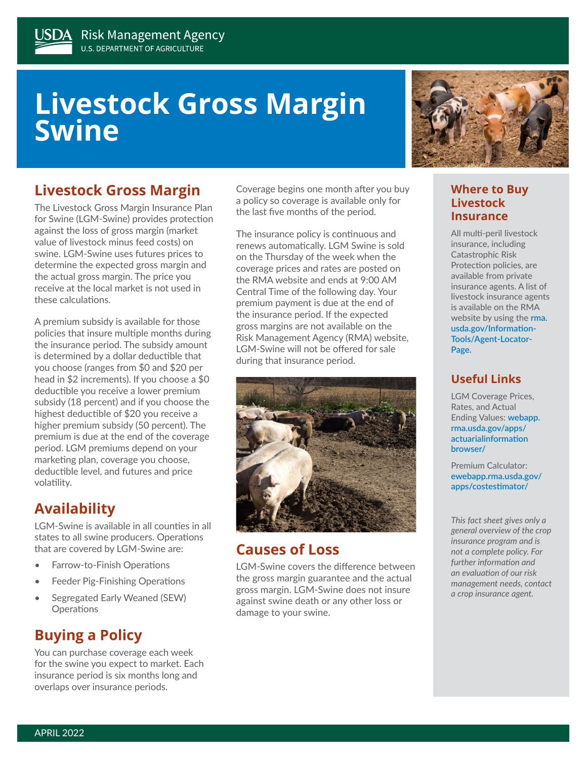USDA Risk Management Agency
U.S. DEPARTMENT OF AGRICULTURE

# Livestock Gross Margin Swine

## Livestock Gross Margin

The Livestock Gross Margin Insurance Plan for Swine (LGM-Swine) provides protection against the loss of gross margin (market value of livestock minus feed costs) on swine. LGM-Swine uses futures prices to determine the expected gross margin and the actual gross margin. The price you receive at the local market is not used in these calculations.

A premium subsidy is available for those policies that insure multiple months during the insurance period. The subsidy amount is determined by a dollar deductible that you choose (ranges from $0 and $20 per head in $2 increments). If you choose a $0 deductible you receive a lower premium subsidy (18 percent) and if you choose the highest deductible of $20 you receive a higher premium subsidy (50 percent). The premium is due at the end of the coverage period. LGM premiums depend on your marketing plan, coverage you choose, deductible level, and futures and price volatility.

## Availability

LGM-Swine is available in all counties in all states to all swine producers. Operations that are covered by LGM-Swine are:

- Farrow-to-Finish Operations
- Feeder Pig-Finishing Operations
- Segregated Early Weaned (SEW) Operations

## Buying a Policy

You can purchase coverage each week for the swine you expect to market. Each insurance period is six months long and overlaps over insurance periods.

Coverage begins one month after you buy a policy so coverage is available only for the last five months of the period.

The insurance policy is continuous and renews automatically. LGM Swine is sold on the Thursday of the week when the coverage prices and rates are posted on the RMA website and ends at 9:00 AM Central Time of the following day. Your premium payment is due at the end of the insurance period. If the expected gross margins are not available on the Risk Management Agency (RMA) website, LGM-Swine will not be offered for sale during that insurance period.

## Causes of Loss

LGM-Swine covers the difference between the gross margin guarantee and the actual gross margin. LGM-Swine does not insure against swine death or any other loss or damage to your swine.

## Where to Buy Livestock Insurance

All multi-peril livestock insurance, including Catastrophic Risk Protection policies, are available from private insurance agents. A list of livestock insurance agents is available on the RMA website by using the rma.usda.gov/Information-Tools/Agent-Locator-Page.

## Useful Links

LGM Coverage Prices, Rates, and Actual Ending Values: webapp.rma.usda.gov/apps/actuarialinformationbrowser/

Premium Calculator: ewebapp.rma.usda.gov/apps/costestimator/

*This fact sheet gives only a general overview of the crop insurance program and is not a complete policy. For further information and an evaluation of our risk management needs, contact a crop insurance agent.*

APRIL 2022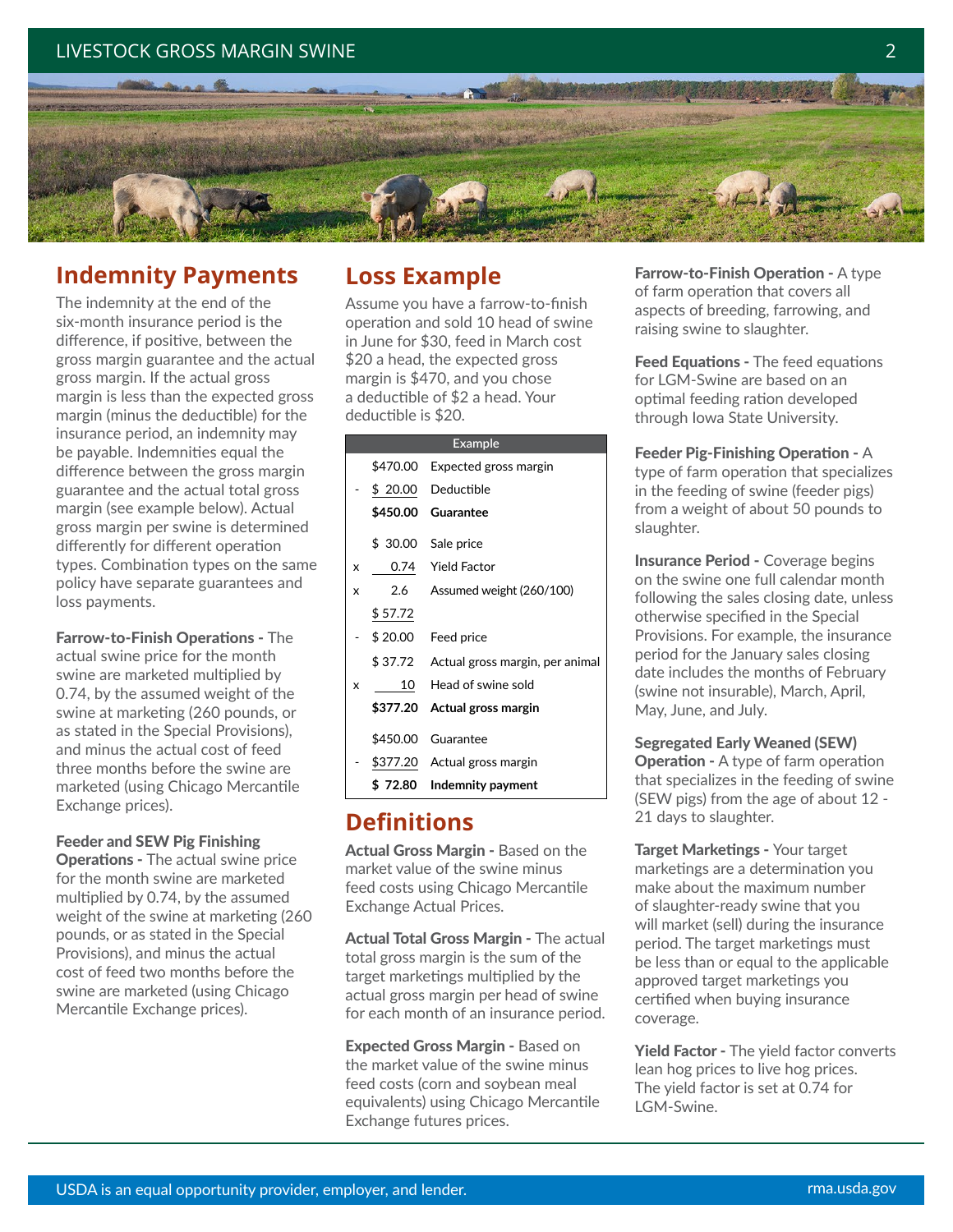## Indemnity Payments

The indemnity at the end of the six-month insurance period is the difference, if positive, between the gross margin guarantee and the actual gross margin. If the actual gross margin is less than the expected gross margin (minus the deductible) for the insurance period, an indemnity may be payable. Indemnities equal the difference between the gross margin guarantee and the actual total gross margin (see example below). Actual gross margin per swine is determined differently for different operation types. Combination types on the same policy have separate guarantees and loss payments.

**Farrow-to-Finish Operations -** The actual swine price for the month swine are marketed multiplied by 0.74, by the assumed weight of the swine at marketing (260 pounds, or as stated in the Special Provisions), and minus the actual cost of feed three months before the swine are marketed (using Chicago Mercantile Exchange prices).

**Feeder and SEW Pig Finishing Operations -** The actual swine price for the month swine are marketed multiplied by 0.74, by the assumed weight of the swine at marketing (260 pounds, or as stated in the Special Provisions), and minus the actual cost of feed two months before the swine are marketed (using Chicago Mercantile Exchange prices).

## Loss Example

Assume you have a farrow-to-finish operation and sold 10 head of swine in June for $30, feed in March cost $20 a head, the expected gross margin is $470, and you chose a deductible of $2 a head. Your deductible is $20.

| | Example | |
|---|---|---|
| | $470.00 | Expected gross margin |
| - | $ 20.00 | Deductible |
| | **$450.00** | **Guarantee** |
| | $ 30.00 | Sale price |
| x | 0.74 | Yield Factor |
| x | 2.6 | Assumed weight (260/100) |
| | $ 57.72 | |
| - | $ 20.00 | Feed price |
| | $ 37.72 | Actual gross margin, per animal |
| x | 10 | Head of swine sold |
| | **$377.20** | **Actual gross margin** |
| | $450.00 | Guarantee |
| - | $377.20 | Actual gross margin |
| | **$ 72.80** | **Indemnity payment** |

## Definitions

**Actual Gross Margin -** Based on the market value of the swine minus feed costs using Chicago Mercantile Exchange Actual Prices.

**Actual Total Gross Margin -** The actual total gross margin is the sum of the target marketings multiplied by the actual gross margin per head of swine for each month of an insurance period.

**Expected Gross Margin -** Based on the market value of the swine minus feed costs (corn and soybean meal equivalents) using Chicago Mercantile Exchange futures prices.

**Farrow-to-Finish Operation -** A type of farm operation that covers all aspects of breeding, farrowing, and raising swine to slaughter.

**Feed Equations -** The feed equations for LGM-Swine are based on an optimal feeding ration developed through Iowa State University.

**Feeder Pig-Finishing Operation -** A type of farm operation that specializes in the feeding of swine (feeder pigs) from a weight of about 50 pounds to slaughter.

**Insurance Period -** Coverage begins on the swine one full calendar month following the sales closing date, unless otherwise specified in the Special Provisions. For example, the insurance period for the January sales closing date includes the months of February (swine not insurable), March, April, May, June, and July.

**Segregated Early Weaned (SEW) Operation -** A type of farm operation that specializes in the feeding of swine (SEW pigs) from the age of about 12 - 21 days to slaughter.

**Target Marketings -** Your target marketings are a determination you make about the maximum number of slaughter-ready swine that you will market (sell) during the insurance period. The target marketings must be less than or equal to the applicable approved target marketings you certified when buying insurance coverage.

**Yield Factor -** The yield factor converts lean hog prices to live hog prices. The yield factor is set at 0.74 for LGM-Swine.

USDA is an equal opportunity provider, employer, and lender.

rma.usda.gov